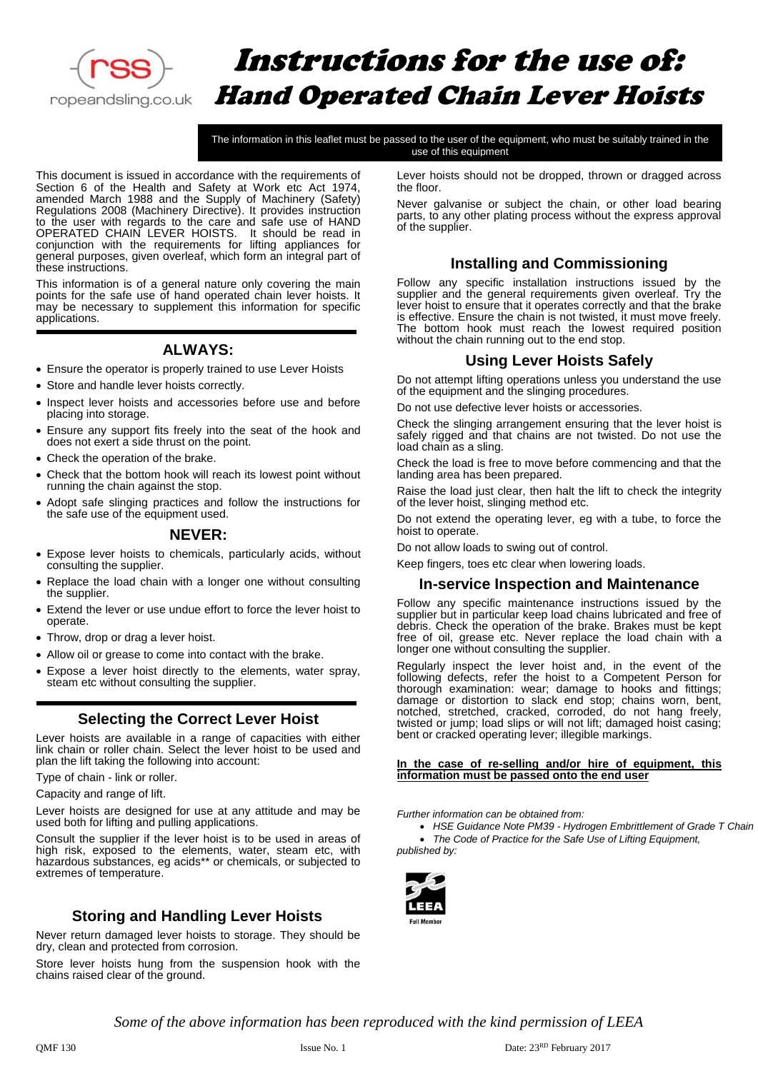# Instructions for the use of: Hand Operated Chain Lever Hoists

The information in this leaflet must be passed to the user of the equipment, who must be suitably trained in the use of this equipment

This document is issued in accordance with the requirements of Section 6 of the Health and Safety at Work etc Act 1974, amended March 1988 and the Supply of Machinery (Safety) Regulations 2008 (Machinery Directive). It provides instruction to the user with regards to the care and safe use of HAND OPERATED CHAIN LEVER HOISTS. It should be read in conjunction with the requirements for lifting appliances for general purposes, given overleaf, which form an integral part of these instructions.

This information is of a general nature only covering the main points for the safe use of hand operated chain lever hoists. It may be necessary to supplement this information for specific applications.

## ALWAYS:

- Ensure the operator is properly trained to use Lever Hoists
- Store and handle lever hoists correctly.
- Inspect lever hoists and accessories before use and before placing into storage.
- Ensure any support fits freely into the seat of the hook and does not exert a side thrust on the point.
- Check the operation of the brake.
- Check that the bottom hook will reach its lowest point without running the chain against the stop.
- Adopt safe slinging practices and follow the instructions for the safe use of the equipment used.

## NEVER:

- Expose lever hoists to chemicals, particularly acids, without consulting the supplier.
- Replace the load chain with a longer one without consulting the supplier.
- Extend the lever or use undue effort to force the lever hoist to operate.
- Throw, drop or drag a lever hoist.
- Allow oil or grease to come into contact with the brake.
- Expose a lever hoist directly to the elements, water spray, steam etc without consulting the supplier.

## Selecting the Correct Lever Hoist

Lever hoists are available in a range of capacities with either link chain or roller chain. Select the lever hoist to be used and plan the lift taking the following into account:

Type of chain - link or roller.

Capacity and range of lift.

Lever hoists are designed for use at any attitude and may be used both for lifting and pulling applications.

Consult the supplier if the lever hoist is to be used in areas of high risk, exposed to the elements, water, steam etc, with hazardous substances, eg acids** or chemicals, or subjected to extremes of temperature.

## Storing and Handling Lever Hoists

Never return damaged lever hoists to storage. They should be dry, clean and protected from corrosion.

Store lever hoists hung from the suspension hook with the chains raised clear of the ground.

Lever hoists should not be dropped, thrown or dragged across the floor.

Never galvanise or subject the chain, or other load bearing parts, to any other plating process without the express approval of the supplier.

## Installing and Commissioning

Follow any specific installation instructions issued by the supplier and the general requirements given overleaf. Try the lever hoist to ensure that it operates correctly and that the brake is effective. Ensure the chain is not twisted, it must move freely. The bottom hook must reach the lowest required position without the chain running out to the end stop.

## Using Lever Hoists Safely

Do not attempt lifting operations unless you understand the use of the equipment and the slinging procedures.

Do not use defective lever hoists or accessories.

Check the slinging arrangement ensuring that the lever hoist is safely rigged and that chains are not twisted. Do not use the load chain as a sling.

Check the load is free to move before commencing and that the landing area has been prepared.

Raise the load just clear, then halt the lift to check the integrity of the lever hoist, slinging method etc.

Do not extend the operating lever, eg with a tube, to force the hoist to operate.

Do not allow loads to swing out of control.

Keep fingers, toes etc clear when lowering loads.

## In-service Inspection and Maintenance

Follow any specific maintenance instructions issued by the supplier but in particular keep load chains lubricated and free of debris. Check the operation of the brake. Brakes must be kept free of oil, grease etc. Never replace the load chain with a longer one without consulting the supplier.

Regularly inspect the lever hoist and, in the event of the following defects, refer the hoist to a Competent Person for thorough examination: wear; damage to hooks and fittings; damage or distortion to slack end stop; chains worn, bent, notched, stretched, cracked, corroded, do not hang freely, twisted or jump; load slips or will not lift; damaged hoist casing; bent or cracked operating lever; illegible markings.

**In the case of re-selling and/or hire of equipment, this information must be passed onto the end user**

*Further information can be obtained from:*

- *HSE Guidance Note PM39 - Hydrogen Embrittlement of Grade T Chain*
- *The Code of Practice for the Safe Use of Lifting Equipment,*

*published by:*

LEEA Full Member

*Some of the above information has been reproduced with the kind permission of LEEA*

QMF 130 | Issue No. 1 | Date: 23RD February 2017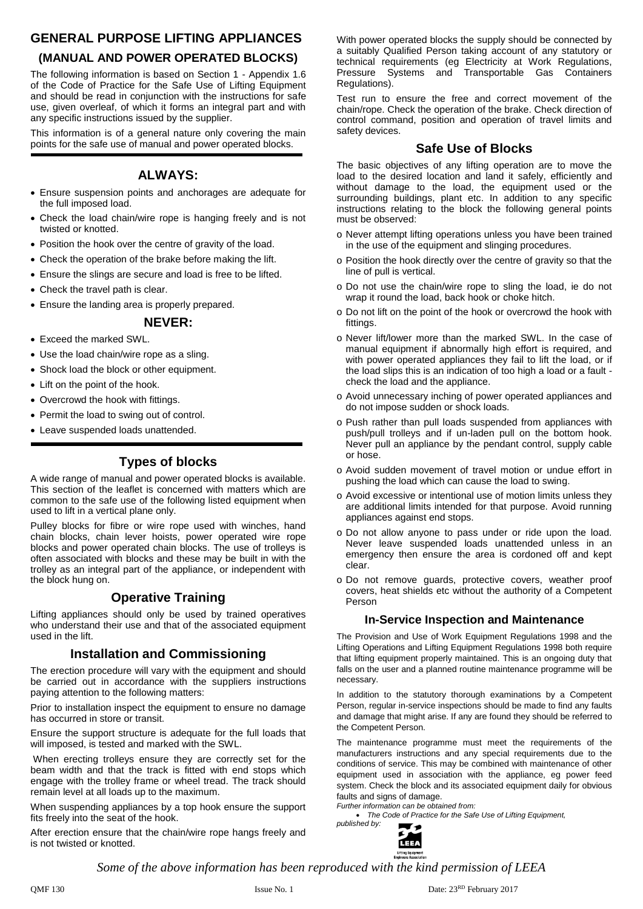# GENERAL PURPOSE LIFTING APPLIANCES

## (MANUAL AND POWER OPERATED BLOCKS)

The following information is based on Section 1 - Appendix 1.6 of the Code of Practice for the Safe Use of Lifting Equipment and should be read in conjunction with the instructions for safe use, given overleaf, of which it forms an integral part and with any specific instructions issued by the supplier.

This information is of a general nature only covering the main points for the safe use of manual and power operated blocks.

## ALWAYS:

- Ensure suspension points and anchorages are adequate for the full imposed load.
- Check the load chain/wire rope is hanging freely and is not twisted or knotted.
- Position the hook over the centre of gravity of the load.
- Check the operation of the brake before making the lift.
- Ensure the slings are secure and load is free to be lifted.
- Check the travel path is clear.
- Ensure the landing area is properly prepared.

## NEVER:

- Exceed the marked SWL.
- Use the load chain/wire rope as a sling.
- Shock load the block or other equipment.
- Lift on the point of the hook.
- Overcrowd the hook with fittings.
- Permit the load to swing out of control.
- Leave suspended loads unattended.

## Types of blocks

A wide range of manual and power operated blocks is available. This section of the leaflet is concerned with matters which are common to the safe use of the following listed equipment when used to lift in a vertical plane only.

Pulley blocks for fibre or wire rope used with winches, hand chain blocks, chain lever hoists, power operated wire rope blocks and power operated chain blocks. The use of trolleys is often associated with blocks and these may be built in with the trolley as an integral part of the appliance, or independent with the block hung on.

## Operative Training

Lifting appliances should only be used by trained operatives who understand their use and that of the associated equipment used in the lift.

## Installation and Commissioning

The erection procedure will vary with the equipment and should be carried out in accordance with the suppliers instructions paying attention to the following matters:

Prior to installation inspect the equipment to ensure no damage has occurred in store or transit.

Ensure the support structure is adequate for the full loads that will imposed, is tested and marked with the SWL.

When erecting trolleys ensure they are correctly set for the beam width and that the track is fitted with end stops which engage with the trolley frame or wheel tread. The track should remain level at all loads up to the maximum.

When suspending appliances by a top hook ensure the support fits freely into the seat of the hook.

After erection ensure that the chain/wire rope hangs freely and is not twisted or knotted.

With power operated blocks the supply should be connected by a suitably Qualified Person taking account of any statutory or technical requirements (eg Electricity at Work Regulations, Pressure Systems and Transportable Gas Containers Regulations).

Test run to ensure the free and correct movement of the chain/rope. Check the operation of the brake. Check direction of control command, position and operation of travel limits and safety devices.

## Safe Use of Blocks

The basic objectives of any lifting operation are to move the load to the desired location and land it safely, efficiently and without damage to the load, the equipment used or the surrounding buildings, plant etc. In addition to any specific instructions relating to the block the following general points must be observed:

- Never attempt lifting operations unless you have been trained in the use of the equipment and slinging procedures.
- Position the hook directly over the centre of gravity so that the line of pull is vertical.
- Do not use the chain/wire rope to sling the load, ie do not wrap it round the load, back hook or choke hitch.
- Do not lift on the point of the hook or overcrowd the hook with fittings.
- Never lift/lower more than the marked SWL. In the case of manual equipment if abnormally high effort is required, and with power operated appliances they fail to lift the load, or if the load slips this is an indication of too high a load or a fault - check the load and the appliance.
- Avoid unnecessary inching of power operated appliances and do not impose sudden or shock loads.
- Push rather than pull loads suspended from appliances with push/pull trolleys and if un-laden pull on the bottom hook. Never pull an appliance by the pendant control, supply cable or hose.
- Avoid sudden movement of travel motion or undue effort in pushing the load which can cause the load to swing.
- Avoid excessive or intentional use of motion limits unless they are additional limits intended for that purpose. Avoid running appliances against end stops.
- Do not allow anyone to pass under or ride upon the load. Never leave suspended loads unattended unless in an emergency then ensure the area is cordoned off and kept clear.
- Do not remove guards, protective covers, weather proof covers, heat shields etc without the authority of a Competent Person

### In-Service Inspection and Maintenance

The Provision and Use of Work Equipment Regulations 1998 and the Lifting Operations and Lifting Equipment Regulations 1998 both require that lifting equipment properly maintained. This is an ongoing duty that falls on the user and a planned routine maintenance programme will be necessary.

In addition to the statutory thorough examinations by a Competent Person, regular in-service inspections should be made to find any faults and damage that might arise. If any are found they should be referred to the Competent Person.

The maintenance programme must meet the requirements of the manufacturers instructions and any special requirements due to the conditions of service. This may be combined with maintenance of other equipment used in association with the appliance, eg power feed system. Check the block and its associated equipment daily for obvious faults and signs of damage.

*Further information can be obtained from:*

- *The Code of Practice for the Safe Use of Lifting Equipment, published by:*

LEEA
Lifting Equipment Engineers Association

*Some of the above information has been reproduced with the kind permission of LEEA*

QMF 130 Issue No. 1 Date: 23RD February 2017